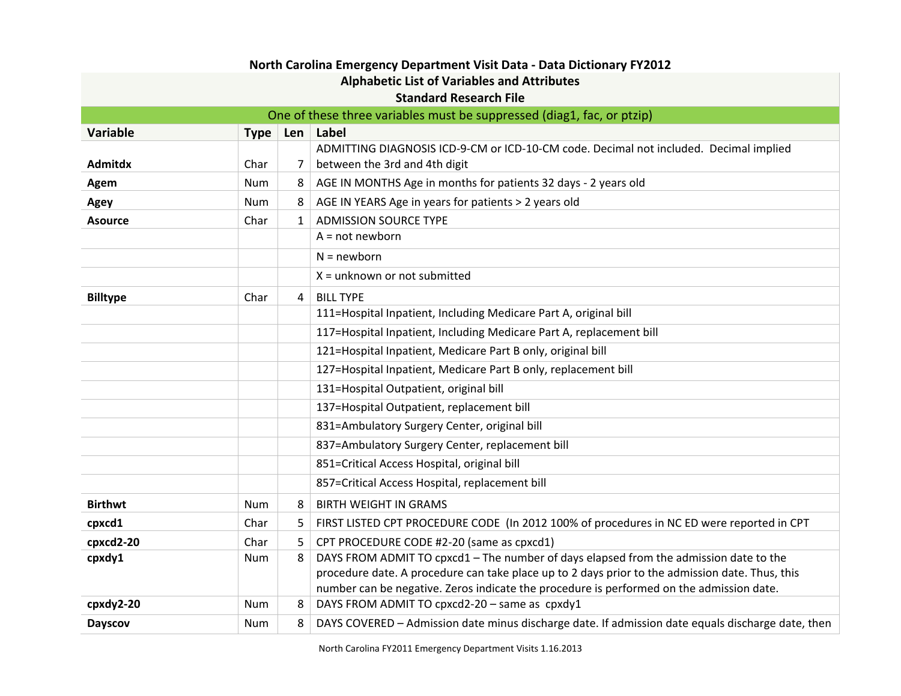# North Carolina Emergency Department Visit Data - Data Dictionary FY2012

## Alphabetic List of Variables and Attributes

## Standard Research File

One of these three variables must be suppressed (diag1, fac, or ptzip)

| Variable | Type | Len | Label |
|---|---|---|---|
| **Admitdx** | Char | 7 | ADMITTING DIAGNOSIS ICD-9-CM or ICD-10-CM code. Decimal not included. Decimal implied between the 3rd and 4th digit |
| **Agem** | Num | 8 | AGE IN MONTHS Age in months for patients 32 days - 2 years old |
| **Agey** | Num | 8 | AGE IN YEARS Age in years for patients > 2 years old |
| **Asource** | Char | 1 | ADMISSION SOURCE TYPE |
| | | | A = not newborn |
| | | | N = newborn |
| | | | X = unknown or not submitted |
| **Billtype** | Char | 4 | BILL TYPE |
| | | | 111=Hospital Inpatient, Including Medicare Part A, original bill |
| | | | 117=Hospital Inpatient, Including Medicare Part A, replacement bill |
| | | | 121=Hospital Inpatient, Medicare Part B only, original bill |
| | | | 127=Hospital Inpatient, Medicare Part B only, replacement bill |
| | | | 131=Hospital Outpatient, original bill |
| | | | 137=Hospital Outpatient, replacement bill |
| | | | 831=Ambulatory Surgery Center, original bill |
| | | | 837=Ambulatory Surgery Center, replacement bill |
| | | | 851=Critical Access Hospital, original bill |
| | | | 857=Critical Access Hospital, replacement bill |
| **Birthwt** | Num | 8 | BIRTH WEIGHT IN GRAMS |
| **cpxcd1** | Char | 5 | FIRST LISTED CPT PROCEDURE CODE (In 2012 100% of procedures in NC ED were reported in CPT |
| **cpxcd2-20** | Char | 5 | CPT PROCEDURE CODE #2-20 (same as cpxcd1) |
| **cpxdy1** | Num | 8 | DAYS FROM ADMIT TO cpxcd1 – The number of days elapsed from the admission date to the procedure date. A procedure can take place up to 2 days prior to the admission date. Thus, this number can be negative. Zeros indicate the procedure is performed on the admission date. |
| **cpxdy2-20** | Num | 8 | DAYS FROM ADMIT TO cpxcd2-20 – same as cpxdy1 |
| **Dayscov** | Num | 8 | DAYS COVERED – Admission date minus discharge date. If admission date equals discharge date, then |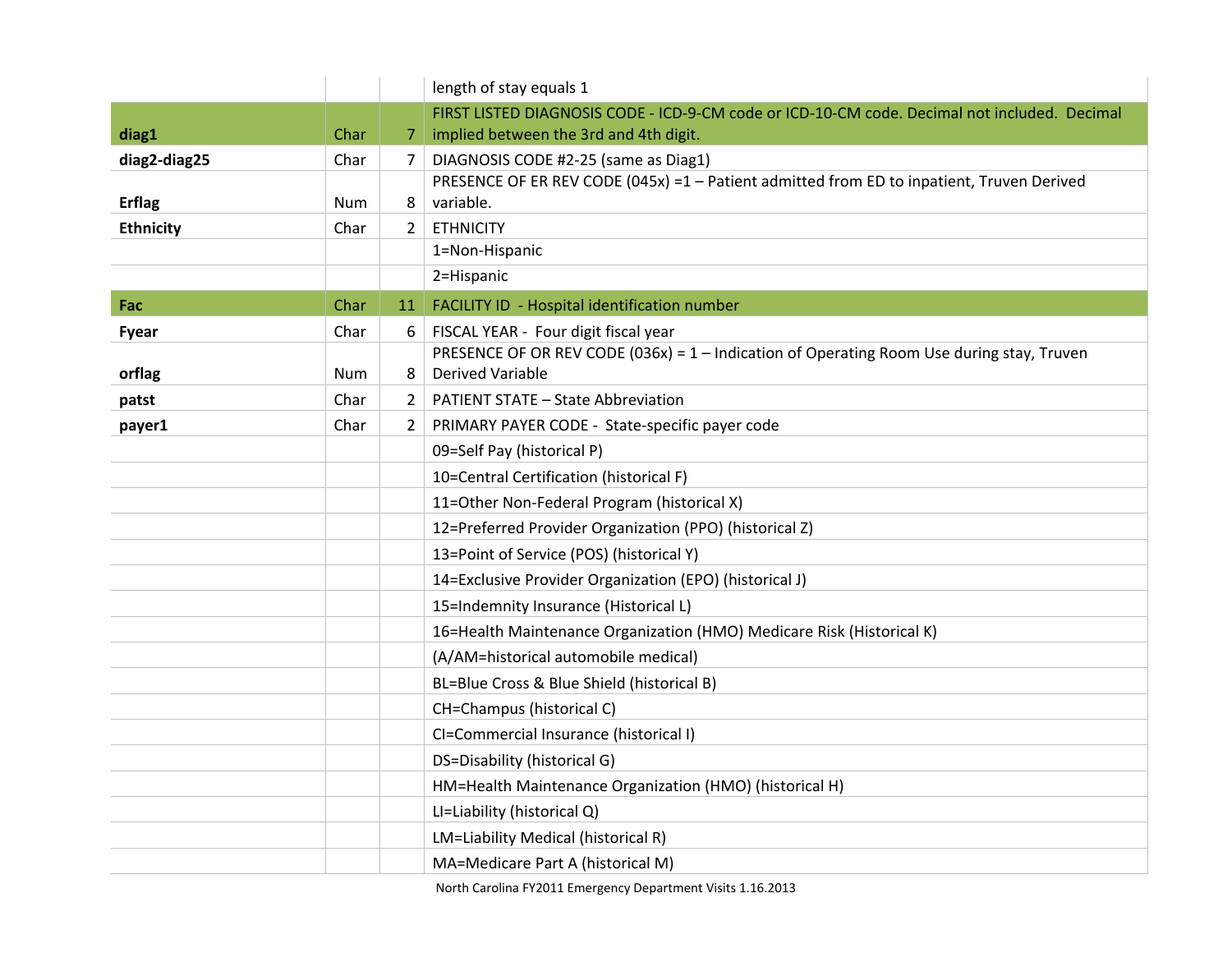| | | | |
|---|---|---|---|
| | | | length of stay equals 1 |
| **diag1** | Char | 7 | FIRST LISTED DIAGNOSIS CODE - ICD-9-CM code or ICD-10-CM code. Decimal not included. Decimal implied between the 3rd and 4th digit. |
| **diag2-diag25** | Char | 7 | DIAGNOSIS CODE #2-25 (same as Diag1) |
| **Erflag** | Num | 8 | PRESENCE OF ER REV CODE (045x) =1 – Patient admitted from ED to inpatient, Truven Derived variable. |
| **Ethnicity** | Char | 2 | ETHNICITY |
| | | | 1=Non-Hispanic |
| | | | 2=Hispanic |
| **Fac** | Char | 11 | FACILITY ID - Hospital identification number |
| **Fyear** | Char | 6 | FISCAL YEAR - Four digit fiscal year |
| **orflag** | Num | 8 | PRESENCE OF OR REV CODE (036x) = 1 – Indication of Operating Room Use during stay, Truven Derived Variable |
| **patst** | Char | 2 | PATIENT STATE – State Abbreviation |
| **payer1** | Char | 2 | PRIMARY PAYER CODE - State-specific payer code |
| | | | 09=Self Pay (historical P) |
| | | | 10=Central Certification (historical F) |
| | | | 11=Other Non-Federal Program (historical X) |
| | | | 12=Preferred Provider Organization (PPO) (historical Z) |
| | | | 13=Point of Service (POS) (historical Y) |
| | | | 14=Exclusive Provider Organization (EPO) (historical J) |
| | | | 15=Indemnity Insurance (Historical L) |
| | | | 16=Health Maintenance Organization (HMO) Medicare Risk (Historical K) |
| | | | (A/AM=historical automobile medical) |
| | | | BL=Blue Cross & Blue Shield (historical B) |
| | | | CH=Champus (historical C) |
| | | | CI=Commercial Insurance (historical I) |
| | | | DS=Disability (historical G) |
| | | | HM=Health Maintenance Organization (HMO) (historical H) |
| | | | LI=Liability (historical Q) |
| | | | LM=Liability Medical (historical R) |
| | | | MA=Medicare Part A (historical M) |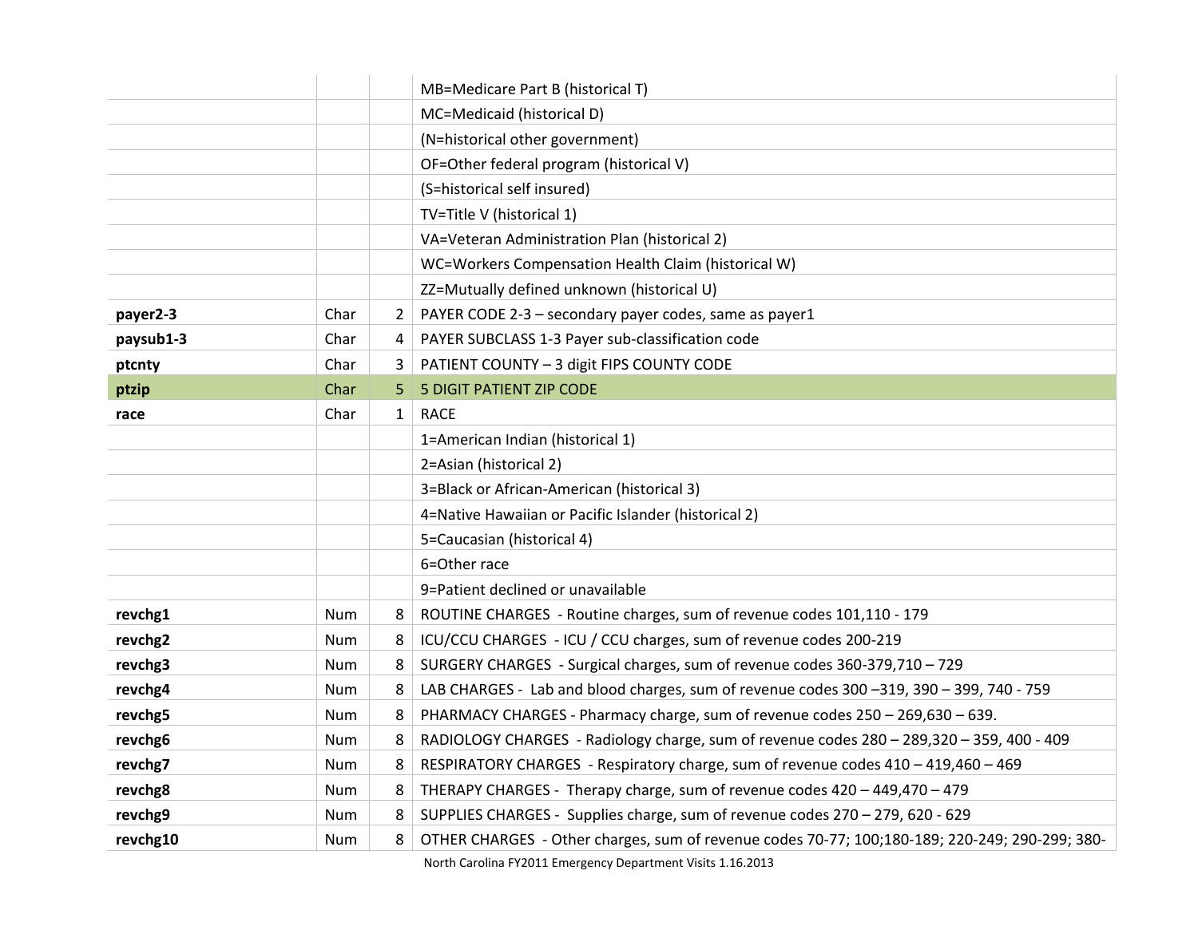| | | | |
|---|---|---|---|
| | | | MB=Medicare Part B (historical T) |
| | | | MC=Medicaid (historical D) |
| | | | (N=historical other government) |
| | | | OF=Other federal program (historical V) |
| | | | (S=historical self insured) |
| | | | TV=Title V (historical 1) |
| | | | VA=Veteran Administration Plan (historical 2) |
| | | | WC=Workers Compensation Health Claim (historical W) |
| | | | ZZ=Mutually defined unknown (historical U) |
| **payer2-3** | Char | 2 | PAYER CODE 2-3 – secondary payer codes, same as payer1 |
| **paysub1-3** | Char | 4 | PAYER SUBCLASS 1-3 Payer sub-classification code |
| **ptcnty** | Char | 3 | PATIENT COUNTY – 3 digit FIPS COUNTY CODE |
| **ptzip** | Char | 5 | 5 DIGIT PATIENT ZIP CODE |
| **race** | Char | 1 | RACE |
| | | | 1=American Indian (historical 1) |
| | | | 2=Asian (historical 2) |
| | | | 3=Black or African-American (historical 3) |
| | | | 4=Native Hawaiian or Pacific Islander (historical 2) |
| | | | 5=Caucasian (historical 4) |
| | | | 6=Other race |
| | | | 9=Patient declined or unavailable |
| **revchg1** | Num | 8 | ROUTINE CHARGES - Routine charges, sum of revenue codes 101,110 - 179 |
| **revchg2** | Num | 8 | ICU/CCU CHARGES - ICU / CCU charges, sum of revenue codes 200-219 |
| **revchg3** | Num | 8 | SURGERY CHARGES - Surgical charges, sum of revenue codes 360-379,710 – 729 |
| **revchg4** | Num | 8 | LAB CHARGES - Lab and blood charges, sum of revenue codes 300 –319, 390 – 399, 740 - 759 |
| **revchg5** | Num | 8 | PHARMACY CHARGES - Pharmacy charge, sum of revenue codes 250 – 269,630 – 639. |
| **revchg6** | Num | 8 | RADIOLOGY CHARGES - Radiology charge, sum of revenue codes 280 – 289,320 – 359, 400 - 409 |
| **revchg7** | Num | 8 | RESPIRATORY CHARGES - Respiratory charge, sum of revenue codes 410 – 419,460 – 469 |
| **revchg8** | Num | 8 | THERAPY CHARGES - Therapy charge, sum of revenue codes 420 – 449,470 – 479 |
| **revchg9** | Num | 8 | SUPPLIES CHARGES - Supplies charge, sum of revenue codes 270 – 279, 620 - 629 |
| **revchg10** | Num | 8 | OTHER CHARGES - Other charges, sum of revenue codes 70-77; 100;180-189; 220-249; 290-299; 380- |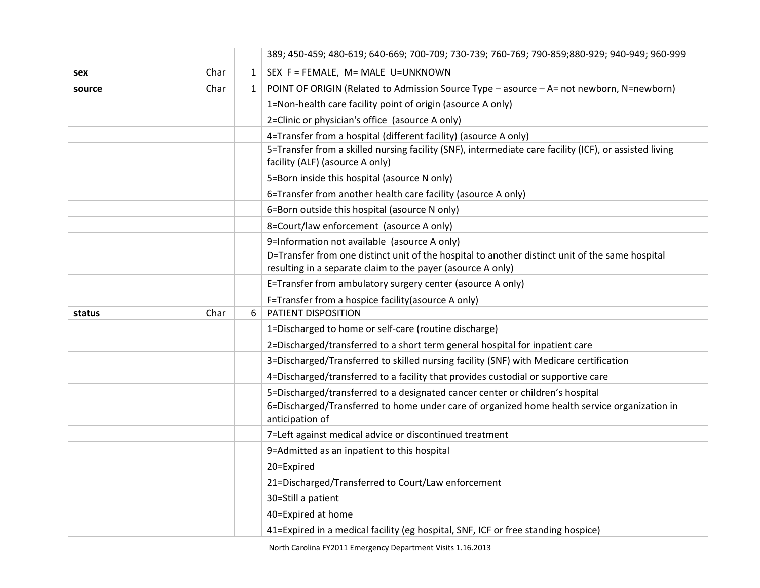| | | | |
|---|---|---|---|
| | | | 389; 450-459; 480-619; 640-669; 700-709; 730-739; 760-769; 790-859;880-929; 940-949; 960-999 |
| **sex** | Char | 1 | SEX F = FEMALE, M= MALE U=UNKNOWN |
| **source** | Char | 1 | POINT OF ORIGIN (Related to Admission Source Type – asource – A= not newborn, N=newborn) |
| | | | 1=Non-health care facility point of origin (asource A only) |
| | | | 2=Clinic or physician's office (asource A only) |
| | | | 4=Transfer from a hospital (different facility) (asource A only) |
| | | | 5=Transfer from a skilled nursing facility (SNF), intermediate care facility (ICF), or assisted living facility (ALF) (asource A only) |
| | | | 5=Born inside this hospital (asource N only) |
| | | | 6=Transfer from another health care facility (asource A only) |
| | | | 6=Born outside this hospital (asource N only) |
| | | | 8=Court/law enforcement (asource A only) |
| | | | 9=Information not available (asource A only) |
| | | | D=Transfer from one distinct unit of the hospital to another distinct unit of the same hospital resulting in a separate claim to the payer (asource A only) |
| | | | E=Transfer from ambulatory surgery center (asource A only) |
| | | | F=Transfer from a hospice facility(asource A only) |
| **status** | Char | 6 | PATIENT DISPOSITION |
| | | | 1=Discharged to home or self-care (routine discharge) |
| | | | 2=Discharged/transferred to a short term general hospital for inpatient care |
| | | | 3=Discharged/Transferred to skilled nursing facility (SNF) with Medicare certification |
| | | | 4=Discharged/transferred to a facility that provides custodial or supportive care |
| | | | 5=Discharged/transferred to a designated cancer center or children's hospital |
| | | | 6=Discharged/Transferred to home under care of organized home health service organization in anticipation of |
| | | | 7=Left against medical advice or discontinued treatment |
| | | | 9=Admitted as an inpatient to this hospital |
| | | | 20=Expired |
| | | | 21=Discharged/Transferred to Court/Law enforcement |
| | | | 30=Still a patient |
| | | | 40=Expired at home |
| | | | 41=Expired in a medical facility (eg hospital, SNF, ICF or free standing hospice) |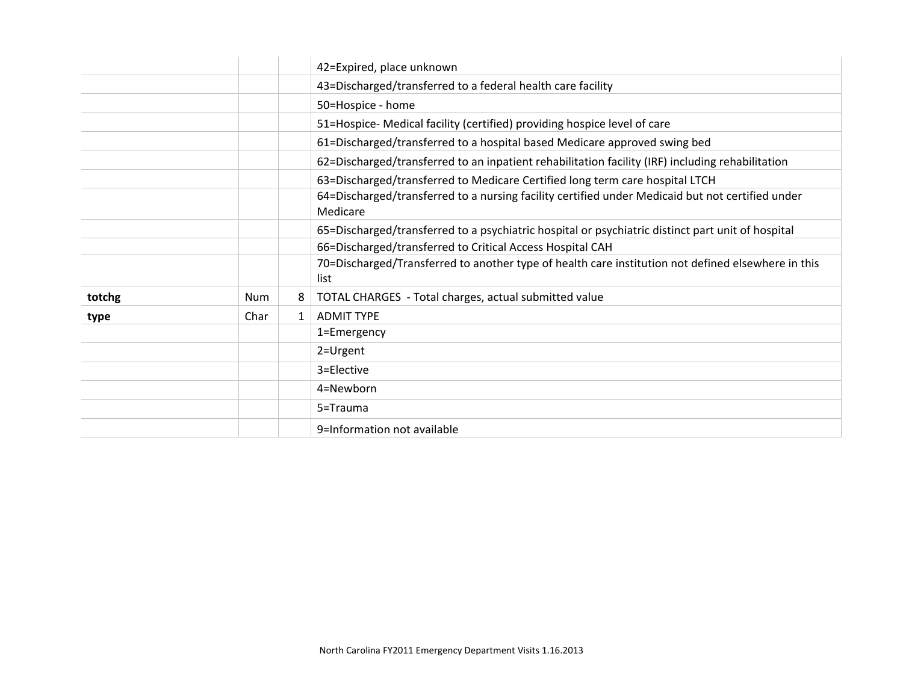| | | | |
|---|---|---|---|
| | | | 42=Expired, place unknown |
| | | | 43=Discharged/transferred to a federal health care facility |
| | | | 50=Hospice - home |
| | | | 51=Hospice- Medical facility (certified) providing hospice level of care |
| | | | 61=Discharged/transferred to a hospital based Medicare approved swing bed |
| | | | 62=Discharged/transferred to an inpatient rehabilitation facility (IRF) including rehabilitation |
| | | | 63=Discharged/transferred to Medicare Certified long term care hospital LTCH |
| | | | 64=Discharged/transferred to a nursing facility certified under Medicaid but not certified under Medicare |
| | | | 65=Discharged/transferred to a psychiatric hospital or psychiatric distinct part unit of hospital |
| | | | 66=Discharged/transferred to Critical Access Hospital CAH |
| | | | 70=Discharged/Transferred to another type of health care institution not defined elsewhere in this list |
| **totchg** | Num | 8 | TOTAL CHARGES - Total charges, actual submitted value |
| **type** | Char | 1 | ADMIT TYPE |
| | | | 1=Emergency |
| | | | 2=Urgent |
| | | | 3=Elective |
| | | | 4=Newborn |
| | | | 5=Trauma |
| | | | 9=Information not available |